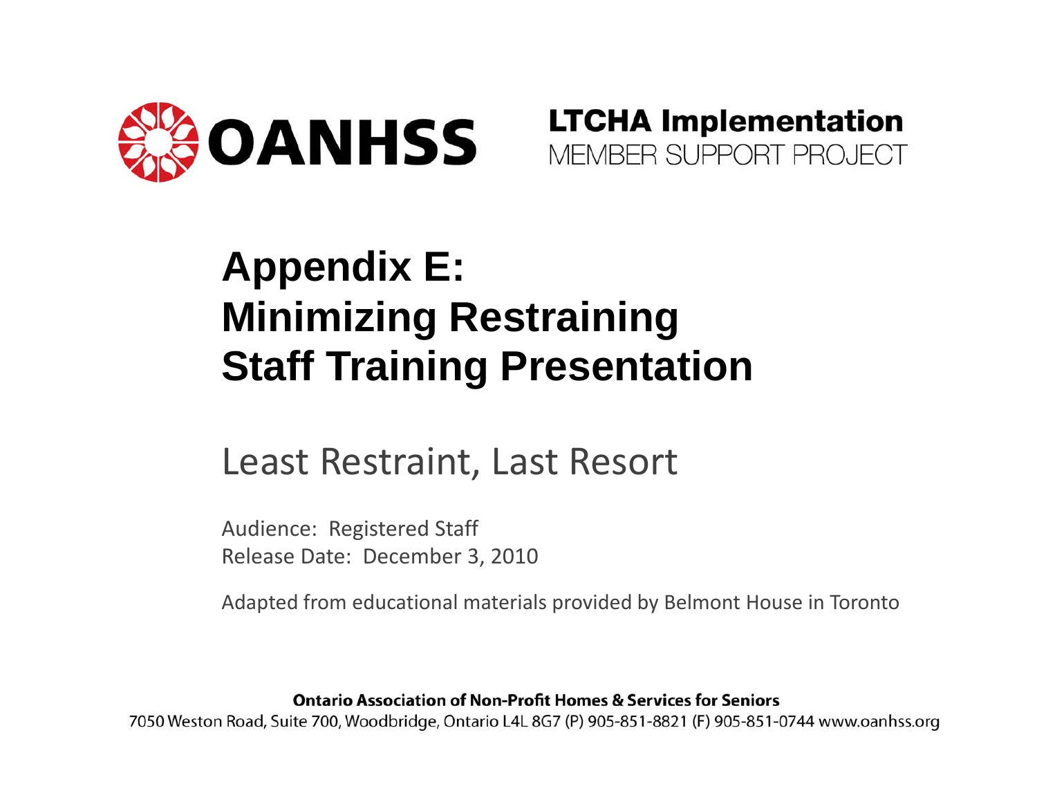OANHSS

**LTCHA Implementation**
MEMBER SUPPORT PROJECT

# Appendix E: Minimizing Restraining Staff Training Presentation

## Least Restraint, Last Resort

Audience: Registered Staff
Release Date: December 3, 2010

Adapted from educational materials provided by Belmont House in Toronto

**Ontario Association of Non-Profit Homes & Services for Seniors**
7050 Weston Road, Suite 700, Woodbridge, Ontario L4L 8G7 (P) 905-851-8821 (F) 905-851-0744 www.oanhss.org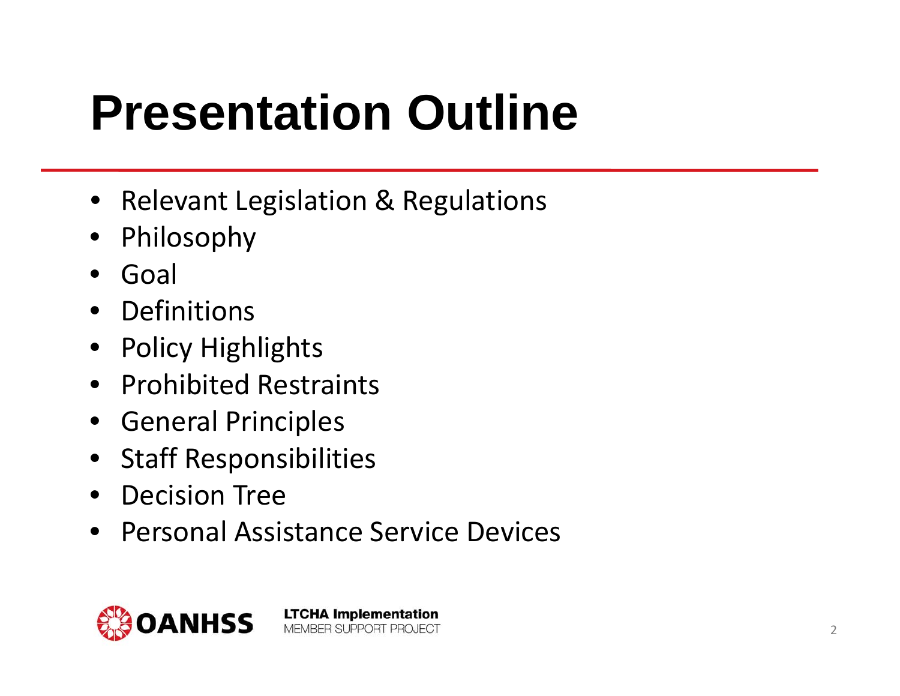# Presentation Outline

- Relevant Legislation & Regulations
- Philosophy
- Goal
- Definitions
- Policy Highlights
- Prohibited Restraints
- General Principles
- Staff Responsibilities
- Decision Tree
- Personal Assistance Service Devices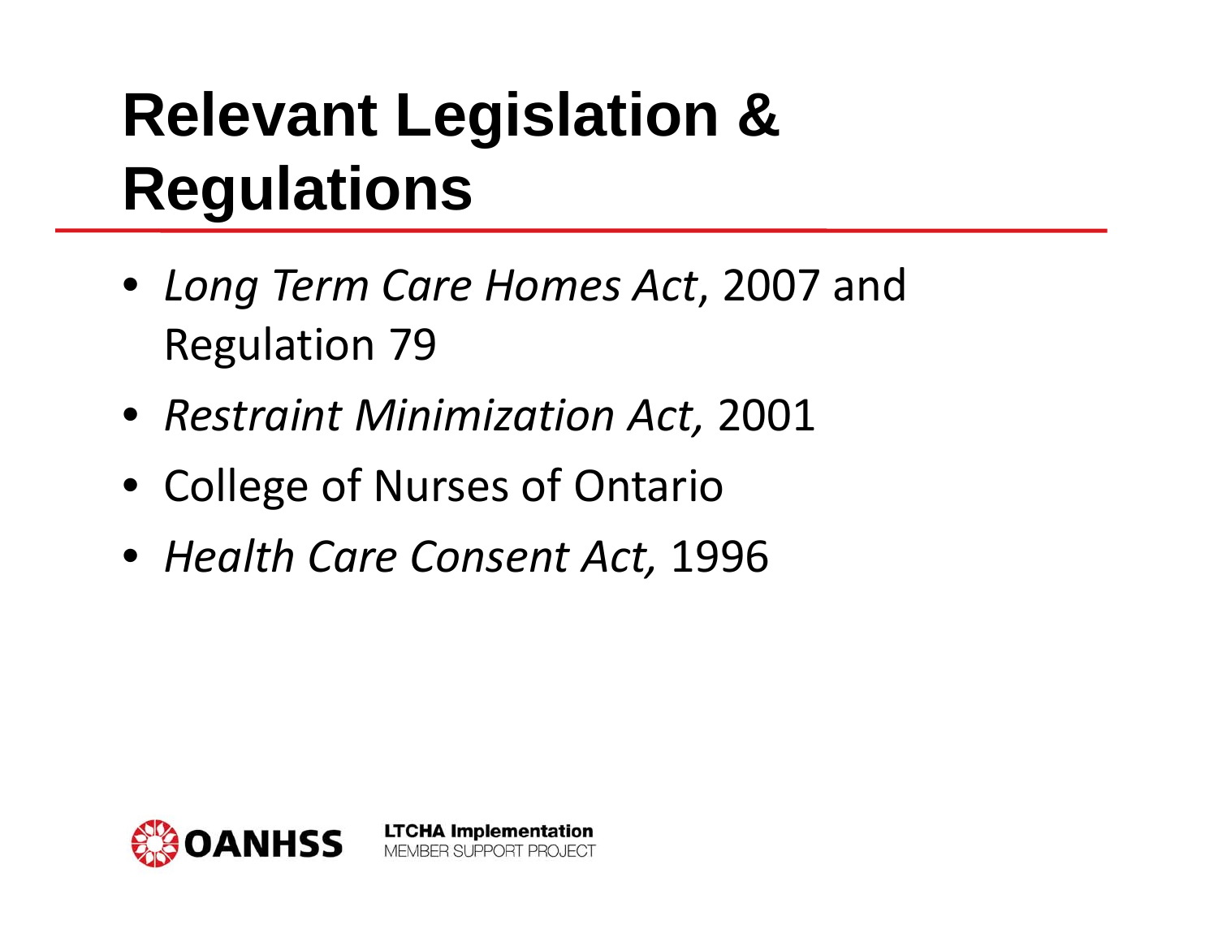# Relevant Legislation & Regulations

- *Long Term Care Homes Act*, 2007 and Regulation 79
- *Restraint Minimization Act,* 2001
- College of Nurses of Ontario
- *Health Care Consent Act,* 1996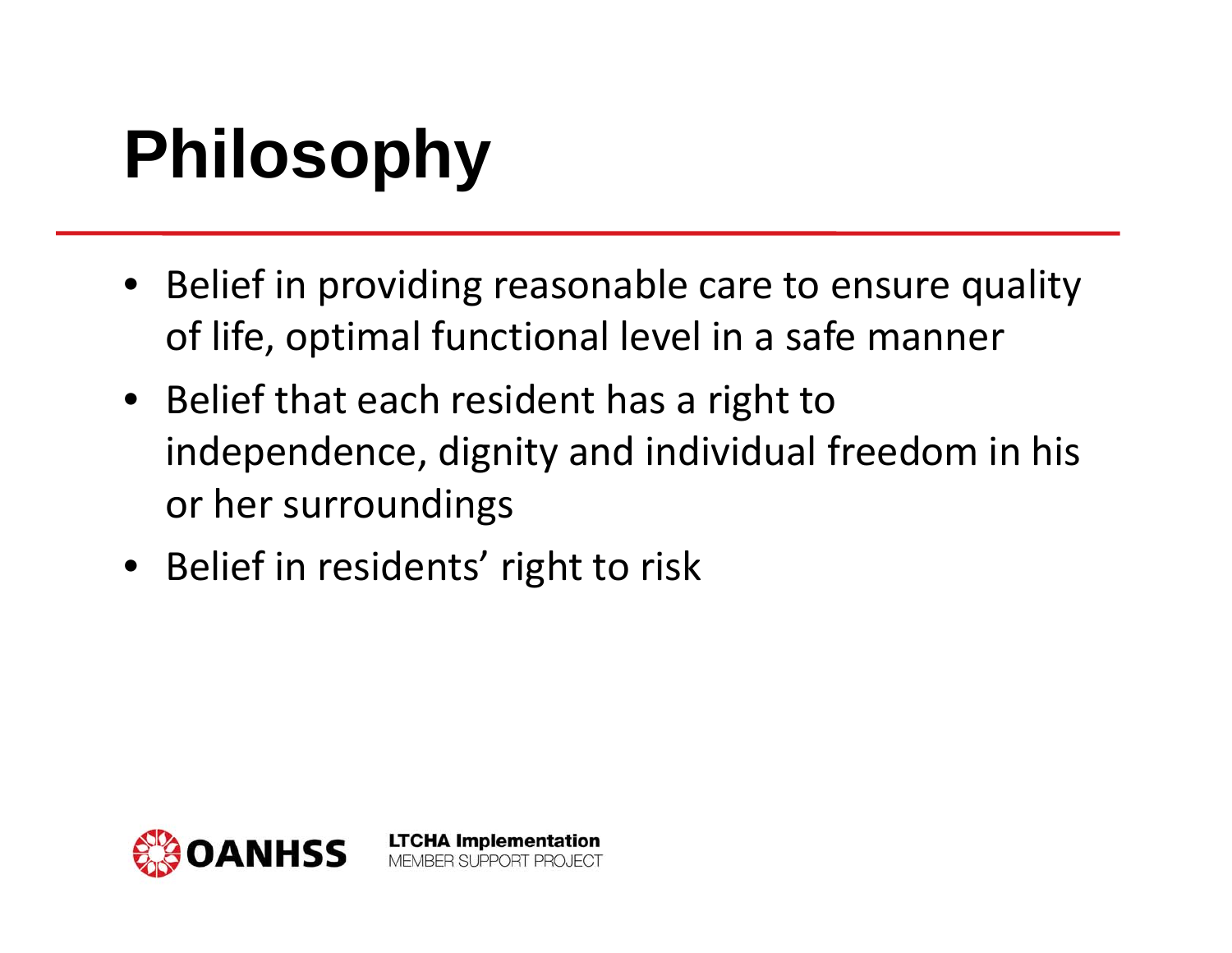# Philosophy

- Belief in providing reasonable care to ensure quality of life, optimal functional level in a safe manner
- Belief that each resident has a right to independence, dignity and individual freedom in his or her surroundings
- Belief in residents' right to risk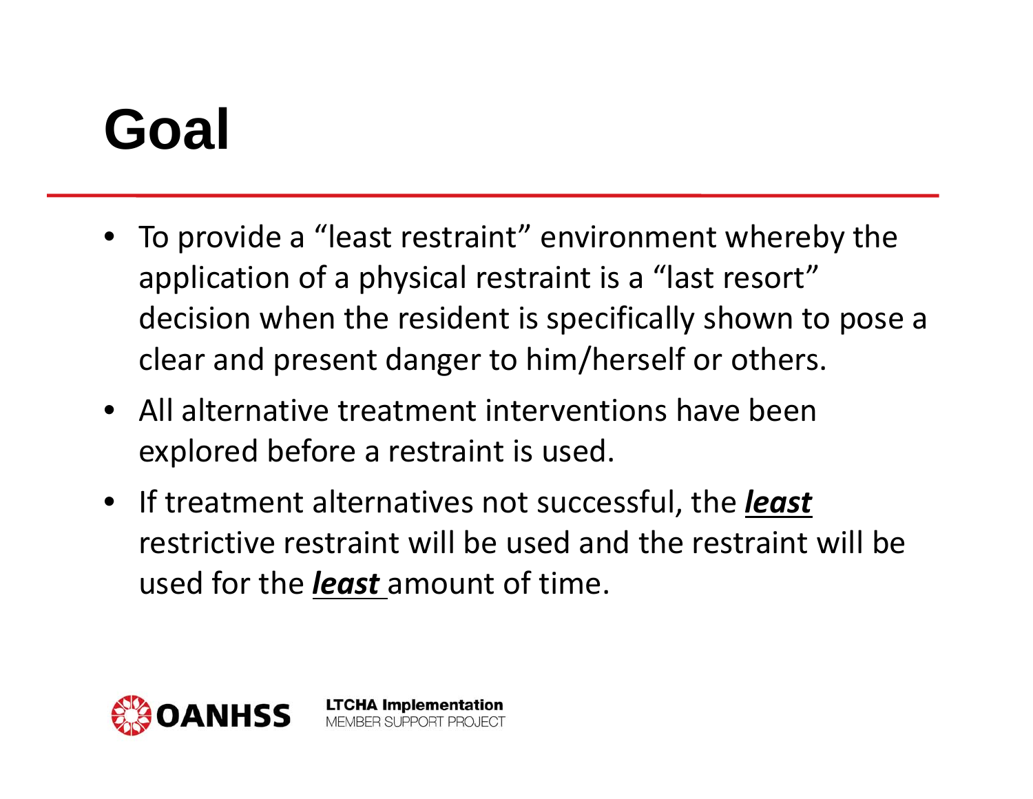# Goal

- To provide a “least restraint” environment whereby the application of a physical restraint is a “last resort” decision when the resident is specifically shown to pose a clear and present danger to him/herself or others.
- All alternative treatment interventions have been explored before a restraint is used.
- If treatment alternatives not successful, the ***least*** restrictive restraint will be used and the restraint will be used for the ***least*** amount of time.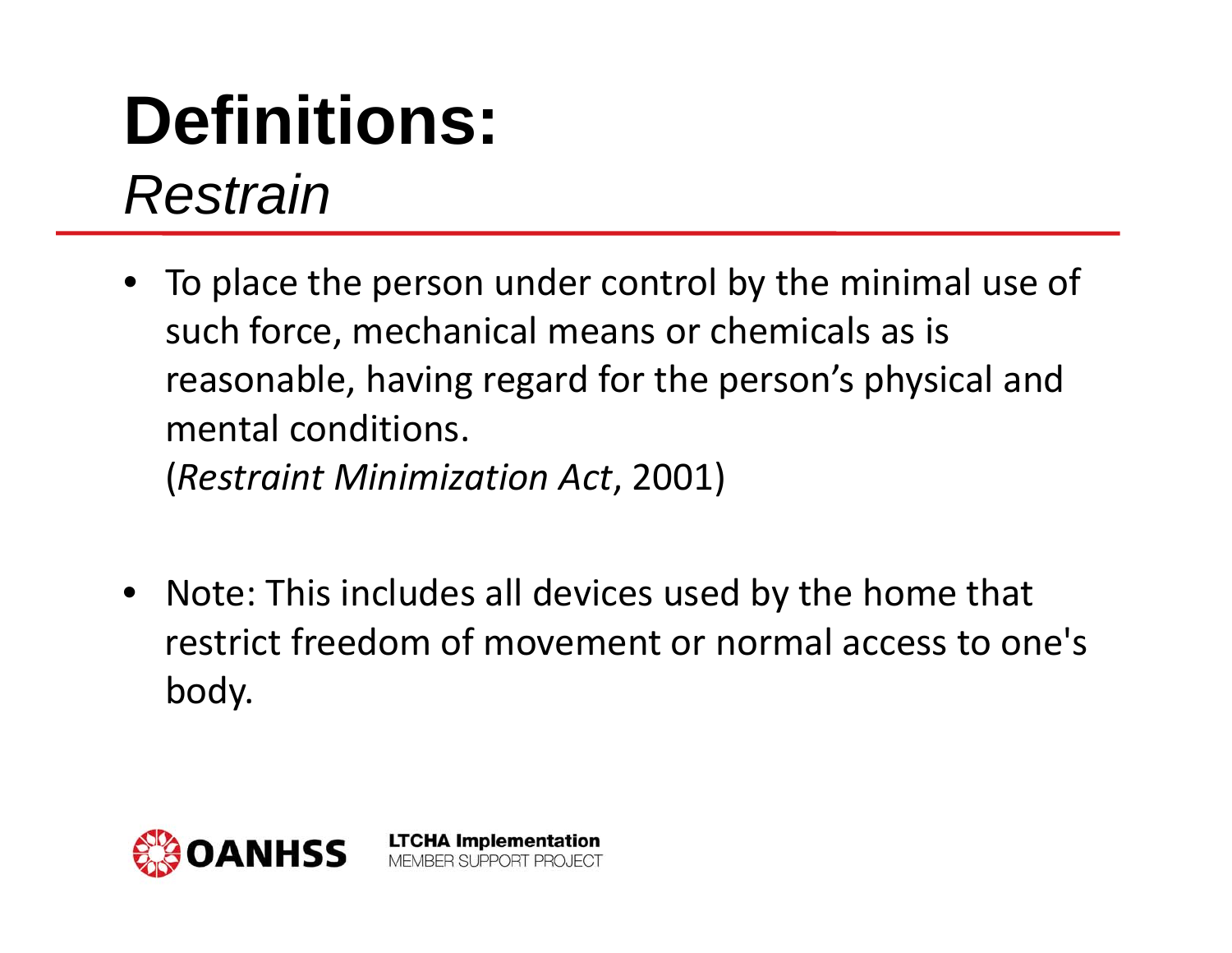# Definitions:
## *Restrain*

- To place the person under control by the minimal use of such force, mechanical means or chemicals as is reasonable, having regard for the person's physical and mental conditions.
  (*Restraint Minimization Act*, 2001)

- Note: This includes all devices used by the home that restrict freedom of movement or normal access to one's body.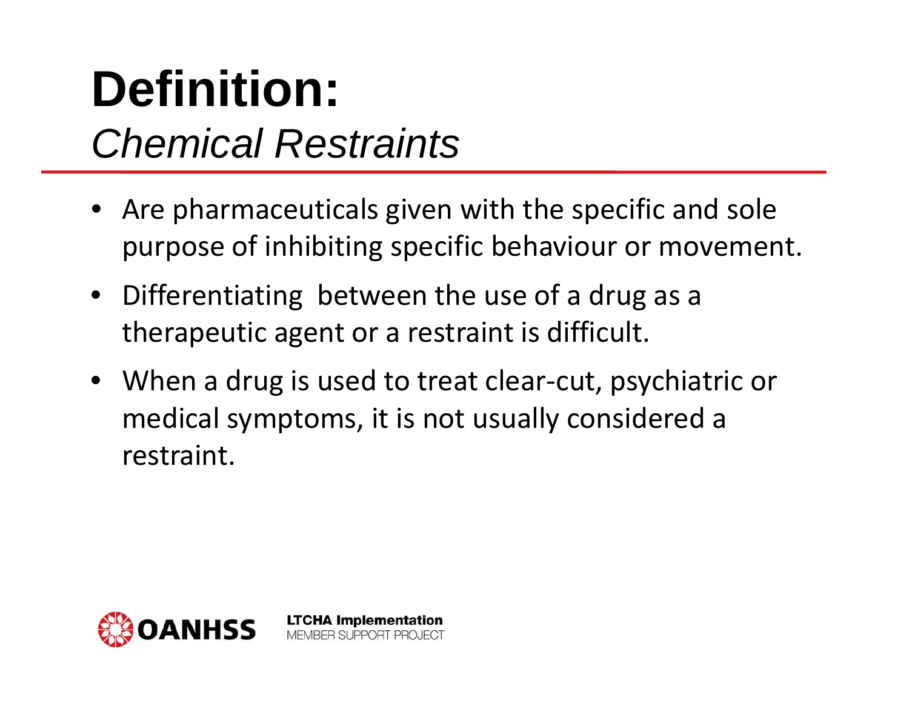# Definition:

## *Chemical Restraints*

- Are pharmaceuticals given with the specific and sole purpose of inhibiting specific behaviour or movement.
- Differentiating between the use of a drug as a therapeutic agent or a restraint is difficult.
- When a drug is used to treat clear-cut, psychiatric or medical symptoms, it is not usually considered a restraint.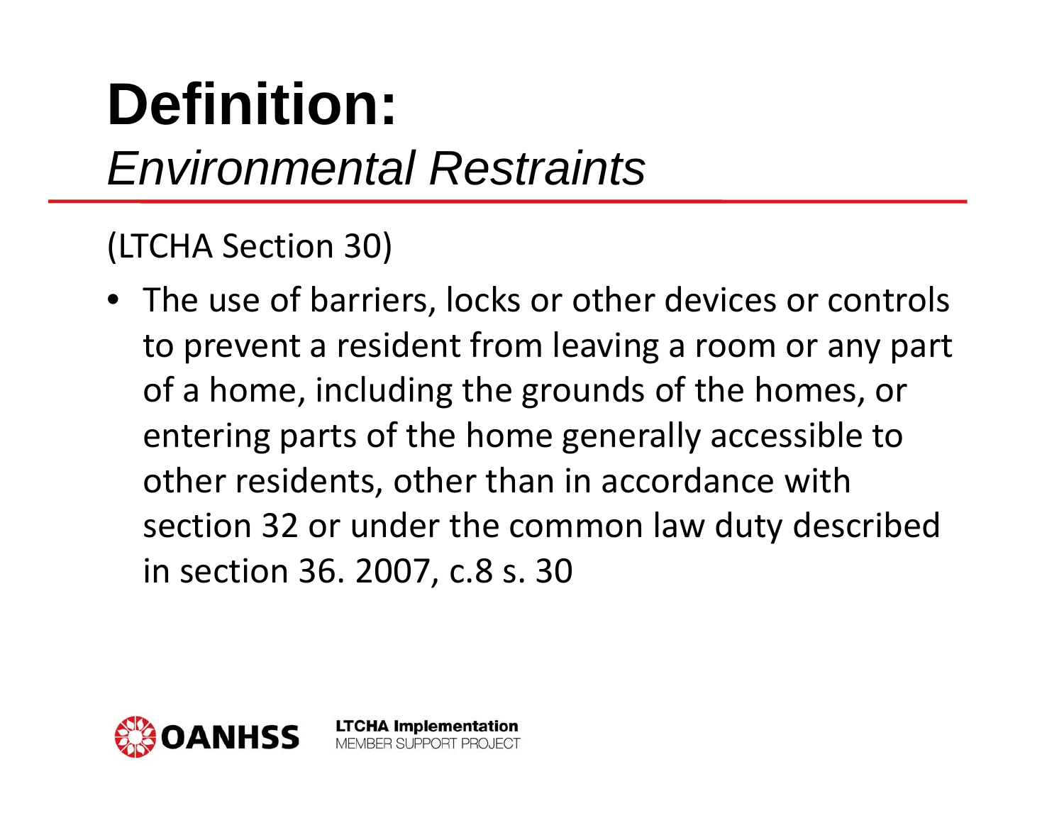# Definition:
## *Environmental Restraints*

(LTCHA Section 30)

- The use of barriers, locks or other devices or controls to prevent a resident from leaving a room or any part of a home, including the grounds of the homes, or entering parts of the home generally accessible to other residents, other than in accordance with section 32 or under the common law duty described in section 36. 2007, c.8 s. 30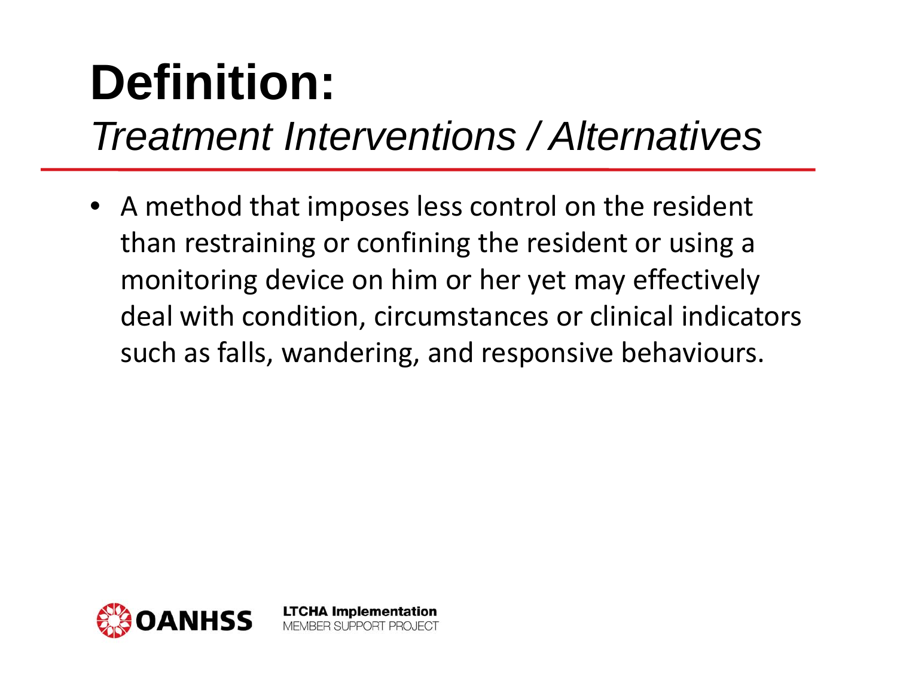# Definition:

## *Treatment Interventions / Alternatives*

- A method that imposes less control on the resident than restraining or confining the resident or using a monitoring device on him or her yet may effectively deal with condition, circumstances or clinical indicators such as falls, wandering, and responsive behaviours.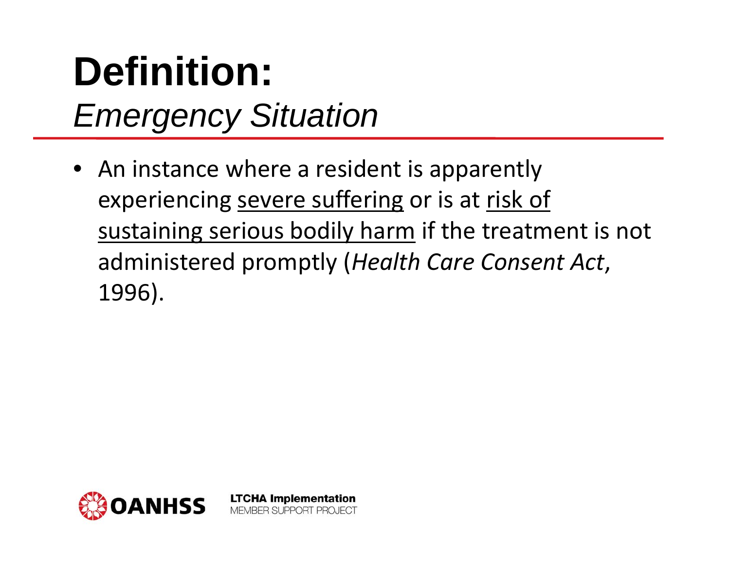# Definition:

## *Emergency Situation*

- An instance where a resident is apparently experiencing <u>severe suffering</u> or is at <u>risk of sustaining serious bodily harm</u> if the treatment is not administered promptly (*Health Care Consent Act*, 1996).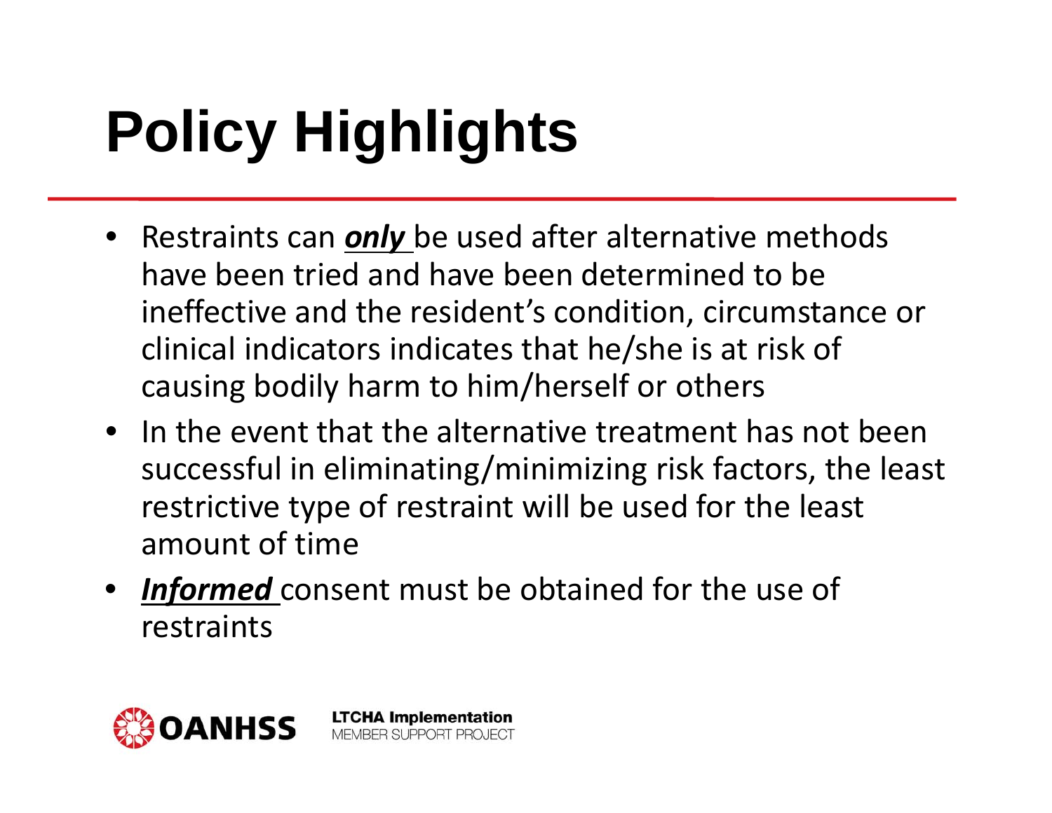# Policy Highlights

- Restraints can ***only*** be used after alternative methods have been tried and have been determined to be ineffective and the resident's condition, circumstance or clinical indicators indicates that he/she is at risk of causing bodily harm to him/herself or others
- In the event that the alternative treatment has not been successful in eliminating/minimizing risk factors, the least restrictive type of restraint will be used for the least amount of time
- ***Informed*** consent must be obtained for the use of restraints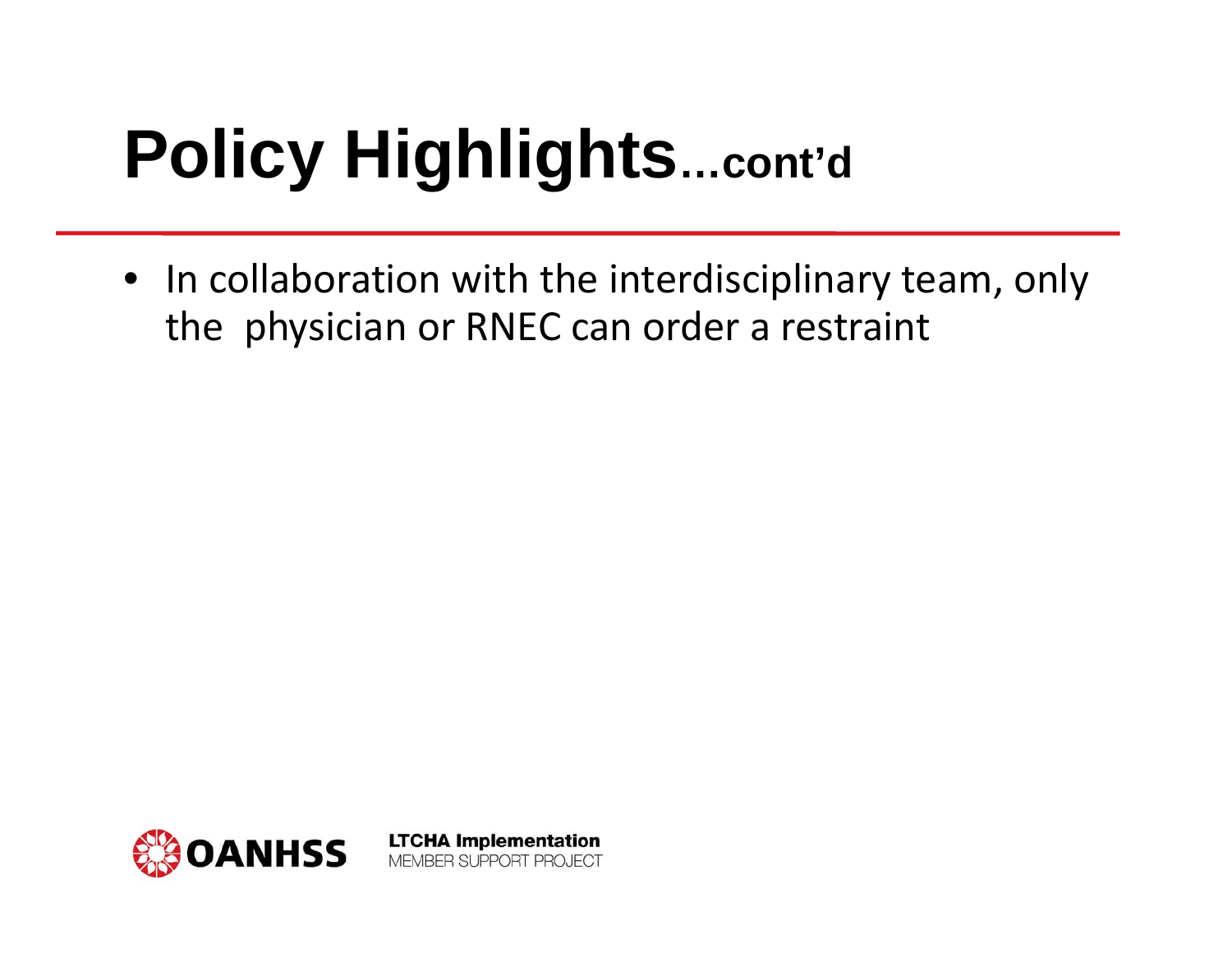# Policy Highlights...cont'd

- In collaboration with the interdisciplinary team, only the physician or RNEC can order a restraint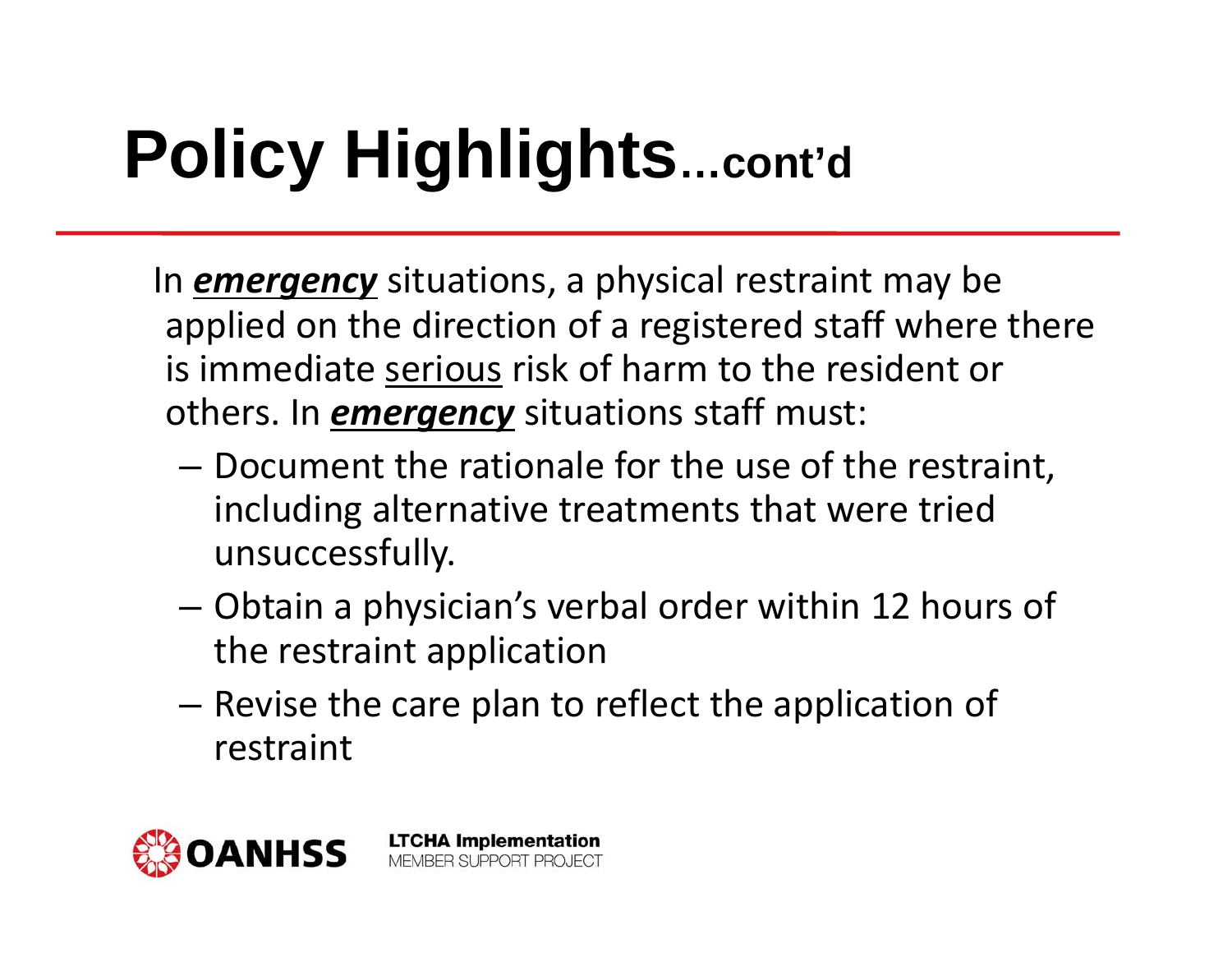# Policy Highlights…cont'd

In ***<u>emergency</u>*** situations, a physical restraint may be applied on the direction of a registered staff where there is immediate <u>serious</u> risk of harm to the resident or others. In ***<u>emergency</u>*** situations staff must:

- Document the rationale for the use of the restraint, including alternative treatments that were tried unsuccessfully.
- Obtain a physician's verbal order within 12 hours of the restraint application
- Revise the care plan to reflect the application of restraint

OANHSS LTCHA Implementation MEMBER SUPPORT PROJECT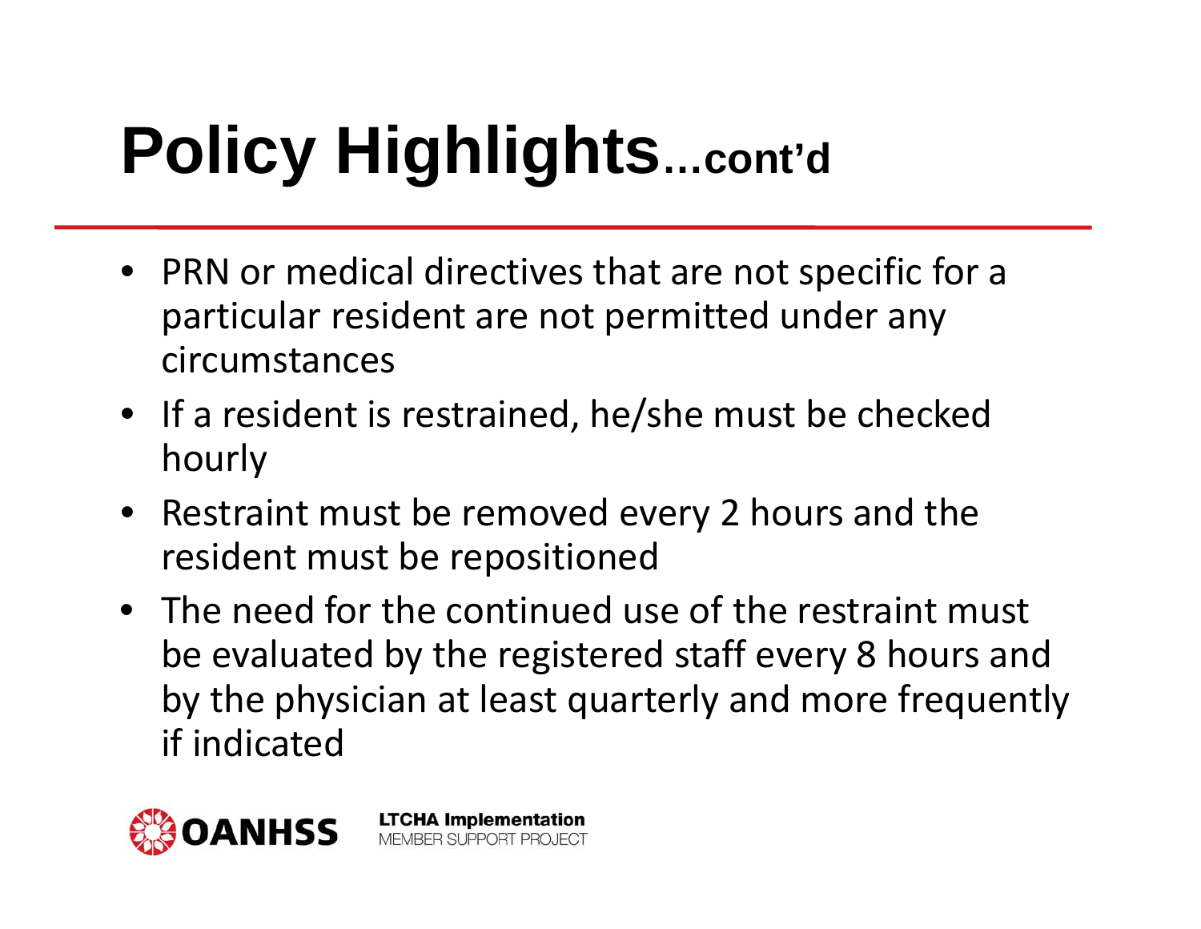# Policy Highlights…cont'd

- PRN or medical directives that are not specific for a particular resident are not permitted under any circumstances
- If a resident is restrained, he/she must be checked hourly
- Restraint must be removed every 2 hours and the resident must be repositioned
- The need for the continued use of the restraint must be evaluated by the registered staff every 8 hours and by the physician at least quarterly and more frequently if indicated

OANHSS

**LTCHA Implementation**
MEMBER SUPPORT PROJECT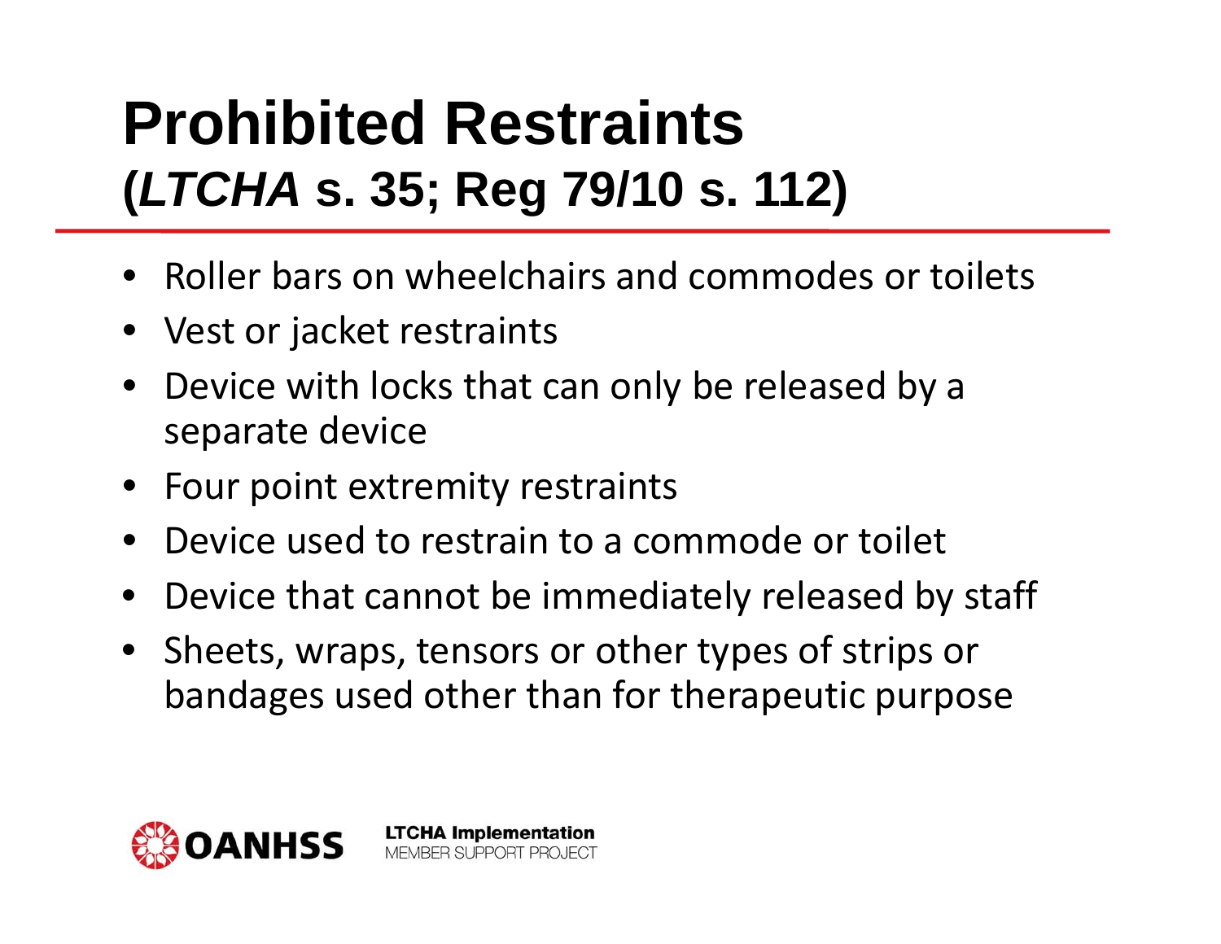# Prohibited Restraints
## (*LTCHA* s. 35; Reg 79/10 s. 112)

- Roller bars on wheelchairs and commodes or toilets
- Vest or jacket restraints
- Device with locks that can only be released by a separate device
- Four point extremity restraints
- Device used to restrain to a commode or toilet
- Device that cannot be immediately released by staff
- Sheets, wraps, tensors or other types of strips or bandages used other than for therapeutic purpose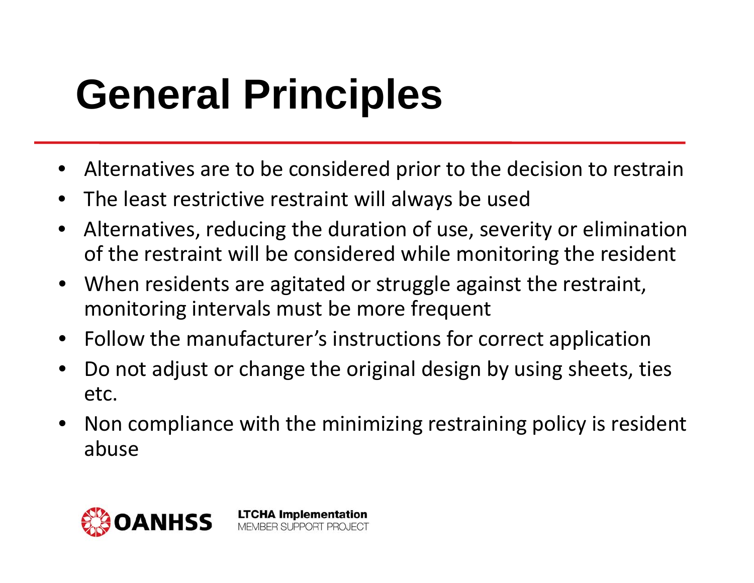# General Principles

- Alternatives are to be considered prior to the decision to restrain
- The least restrictive restraint will always be used
- Alternatives, reducing the duration of use, severity or elimination of the restraint will be considered while monitoring the resident
- When residents are agitated or struggle against the restraint, monitoring intervals must be more frequent
- Follow the manufacturer's instructions for correct application
- Do not adjust or change the original design by using sheets, ties etc.
- Non compliance with the minimizing restraining policy is resident abuse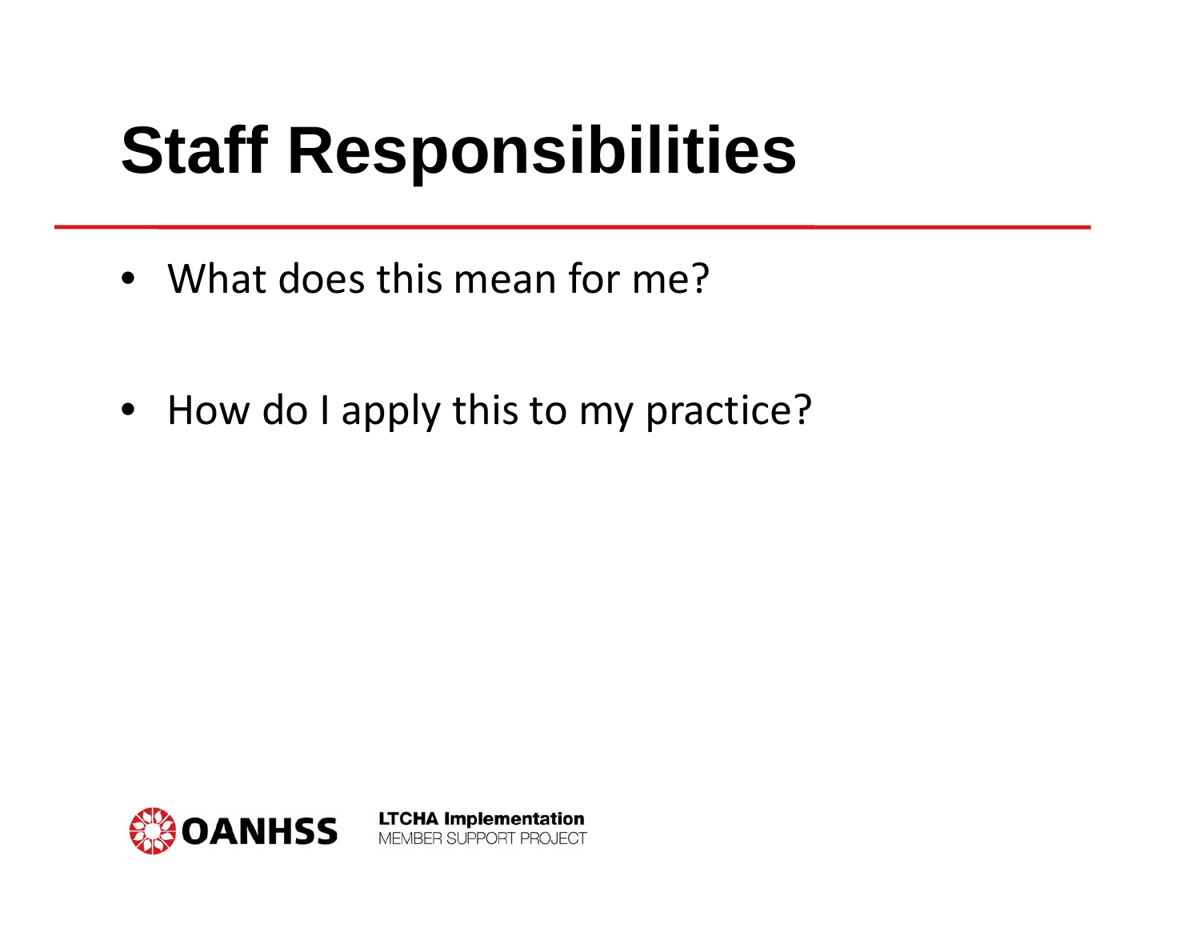# Staff Responsibilities

- What does this mean for me?
- How do I apply this to my practice?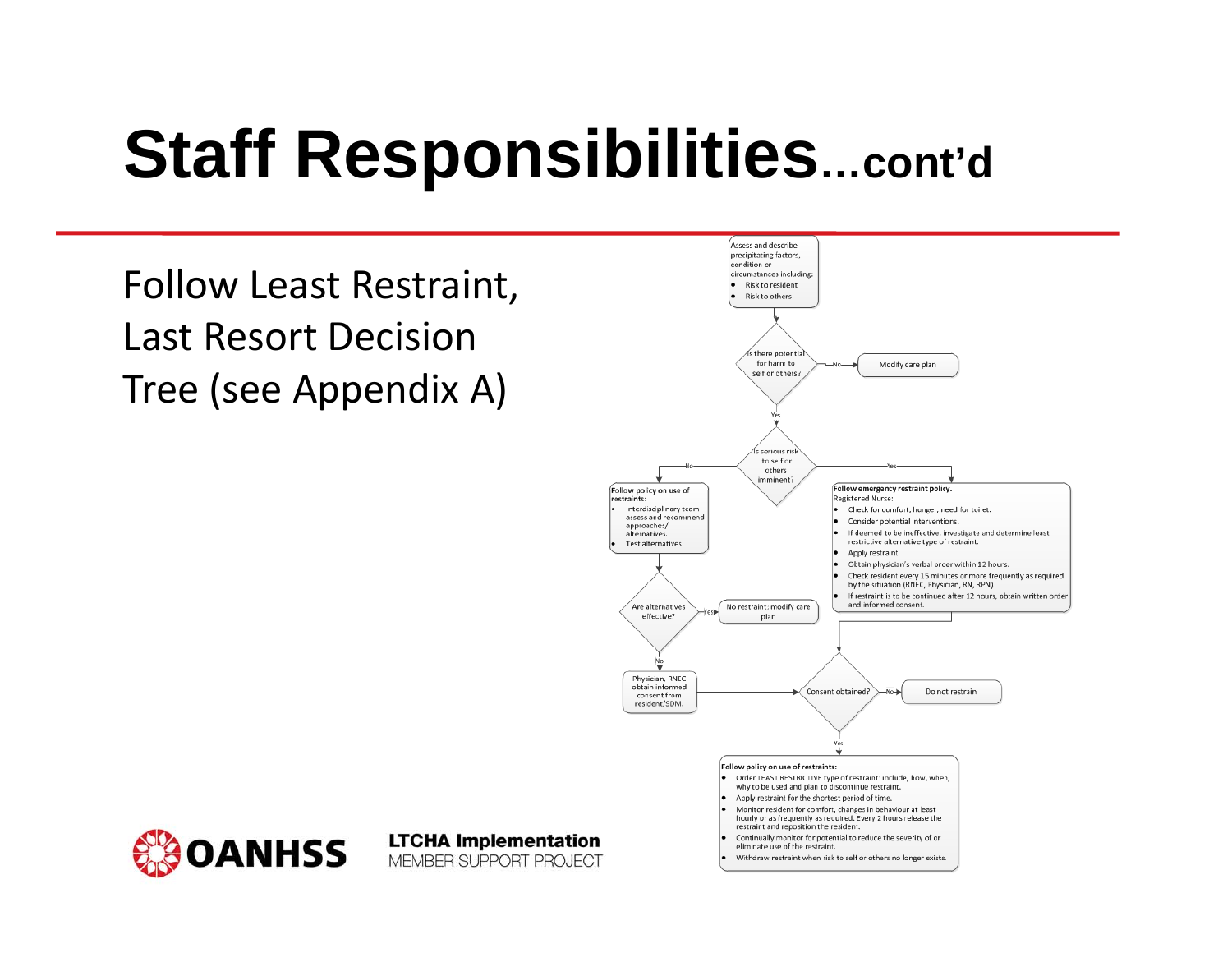# Staff Responsibilities...cont'd

Follow Least Restraint, Last Resort Decision Tree (see Appendix A)

Assess and describe precipitating factors, condition or circumstances including:

- Risk to resident
- Risk to others

Is there potential for harm to self or others?

- No → Modify care plan
- Yes → Is serious risk to self or others imminent?

**No:**

**Follow policy on use of restraints:**

- Interdisciplinary team assess and recommend approaches/ alternatives.
- Test alternatives.

Are alternatives effective?

- Yes → No restraint; modify care plan
- No → Physician, RNEC obtain informed consent from resident/SDM.

**Yes:**

**Follow emergency restraint policy.**

Registered Nurse:

- Check for comfort, hunger, need for toilet.
- Consider potential interventions.
- If deemed to be ineffective, investigate and determine least restrictive alternative type of restraint.
- Apply restraint.
- Obtain physician's verbal order within 12 hours.
- Check resident every 15 minutes or more frequently as required by the situation (RNEC, Physician, RN, RPN).
- If restraint is to be continued after 12 hours, obtain written order and informed consent.

Consent obtained?

- No → Do not restrain
- Yes →

**Follow policy on use of restraints:**

- Order LEAST RESTRICTIVE type of restraint: include, how, when, why to be used and plan to discontinue restraint.
- Apply restraint for the shortest period of time.
- Monitor resident for comfort, changes in behaviour at least hourly or as frequently as required. Every 2 hours release the restraint and reposition the resident.
- Continually monitor for potential to reduce the severity of or eliminate use of the restraint.
- Withdraw restraint when risk to self or others no longer exists.

OANHSS

LTCHA Implementation MEMBER SUPPORT PROJECT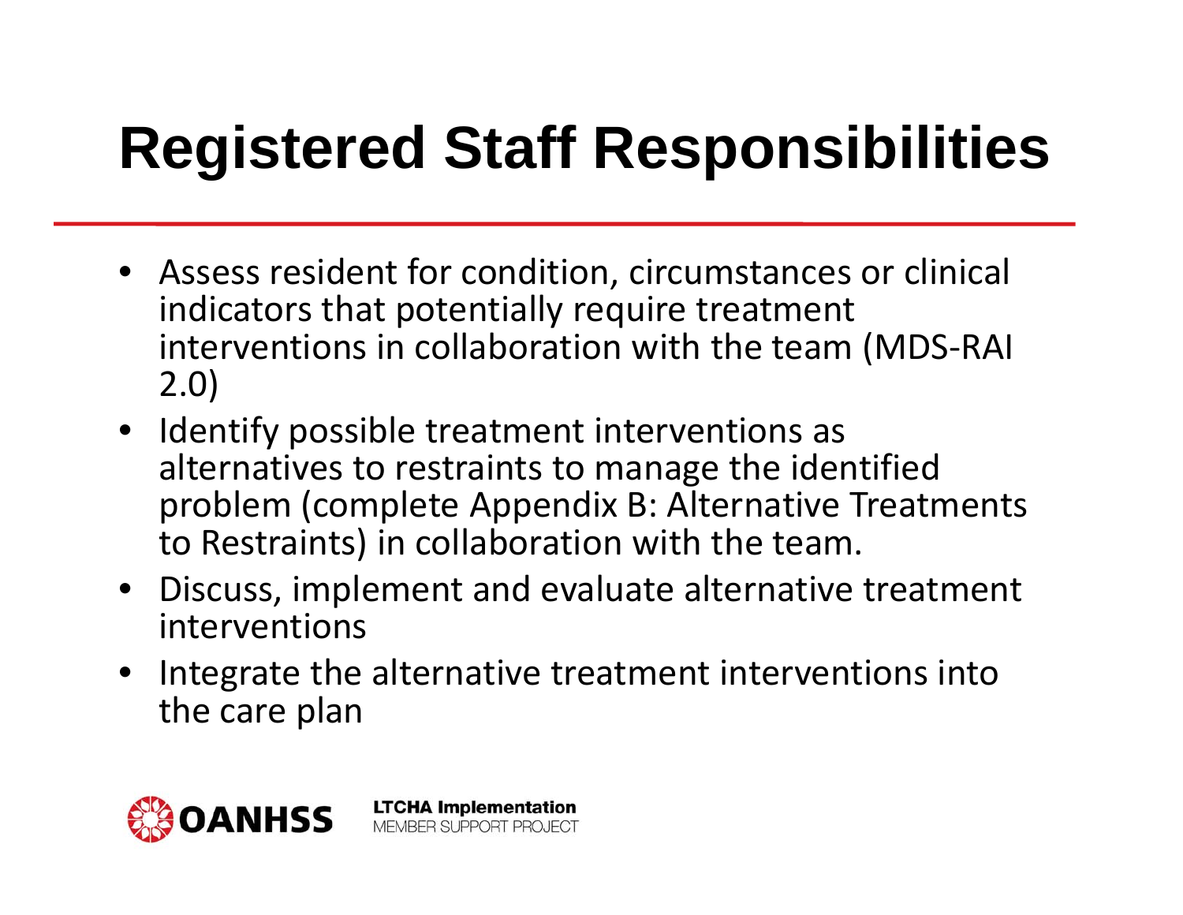# Registered Staff Responsibilities

- Assess resident for condition, circumstances or clinical indicators that potentially require treatment interventions in collaboration with the team (MDS-RAI 2.0)
- Identify possible treatment interventions as alternatives to restraints to manage the identified problem (complete Appendix B: Alternative Treatments to Restraints) in collaboration with the team.
- Discuss, implement and evaluate alternative treatment interventions
- Integrate the alternative treatment interventions into the care plan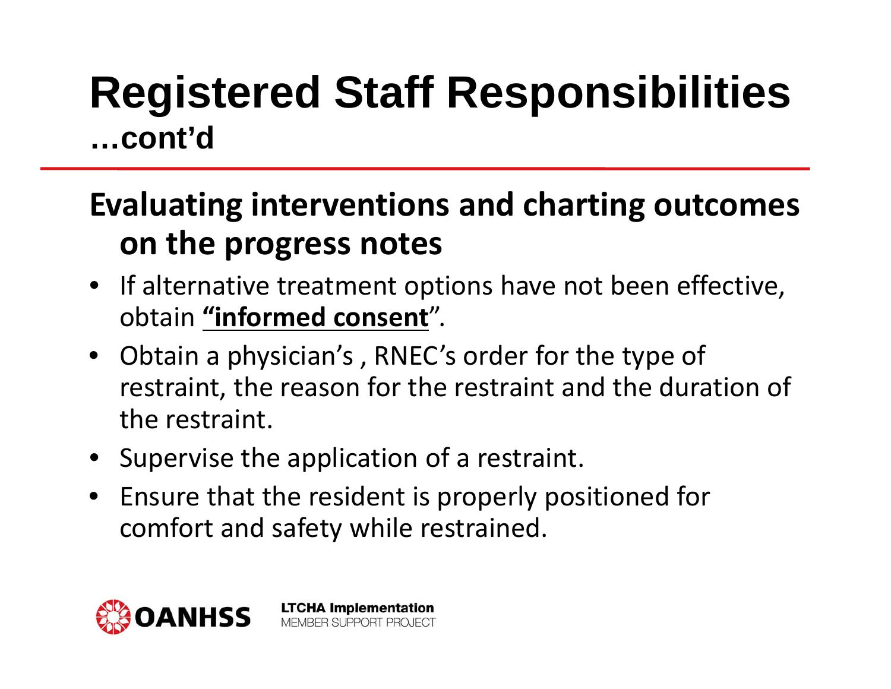# Registered Staff Responsibilities
**…cont'd**

## Evaluating interventions and charting outcomes on the progress notes

- If alternative treatment options have not been effective, obtain **"informed consent**".
- Obtain a physician's , RNEC's order for the type of restraint, the reason for the restraint and the duration of the restraint.
- Supervise the application of a restraint.
- Ensure that the resident is properly positioned for comfort and safety while restrained.

OANHSS

**LTCHA Implementation**
MEMBER SUPPORT PROJECT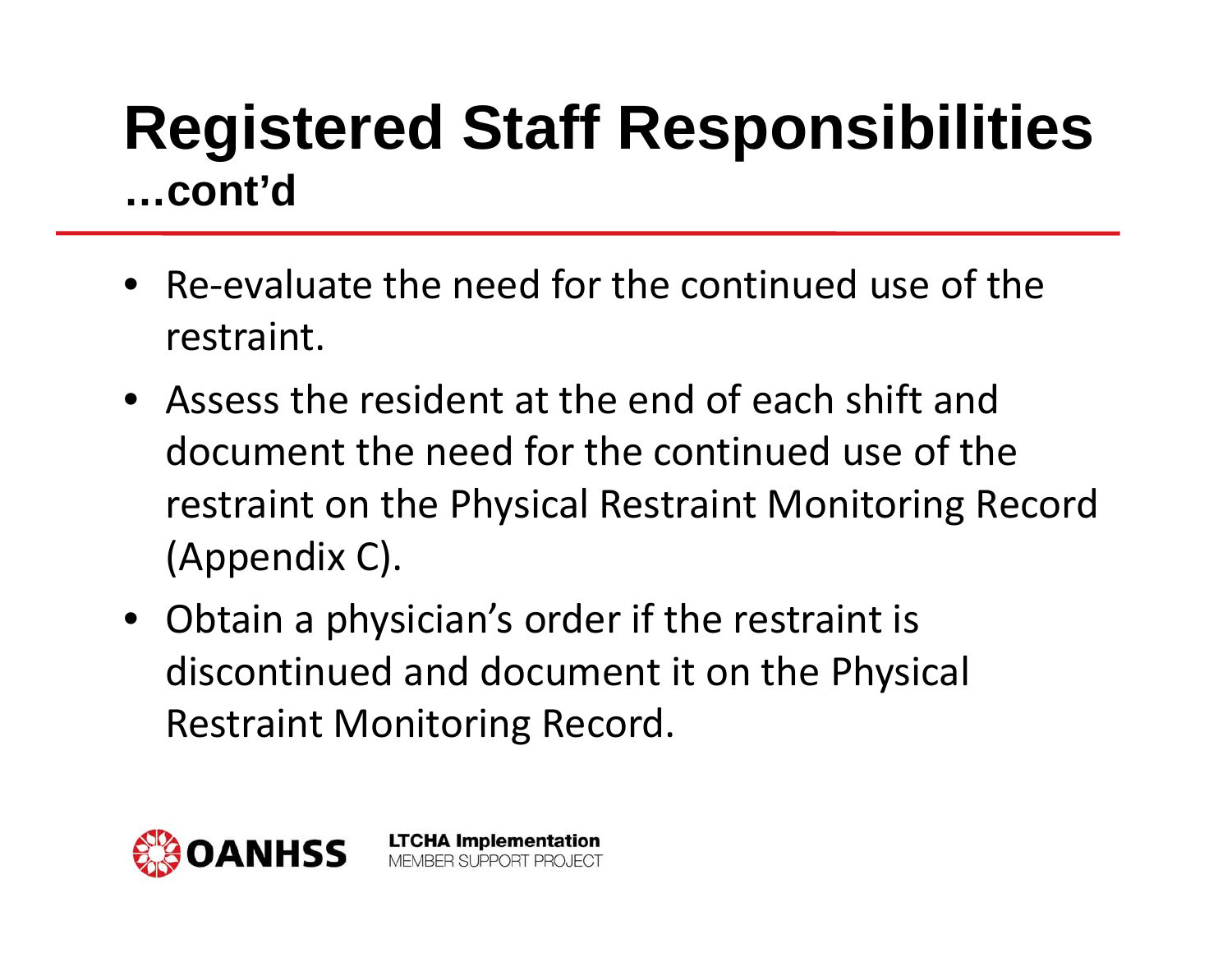# Registered Staff Responsibilities

**…cont'd**

- Re-evaluate the need for the continued use of the restraint.
- Assess the resident at the end of each shift and document the need for the continued use of the restraint on the Physical Restraint Monitoring Record (Appendix C).
- Obtain a physician's order if the restraint is discontinued and document it on the Physical Restraint Monitoring Record.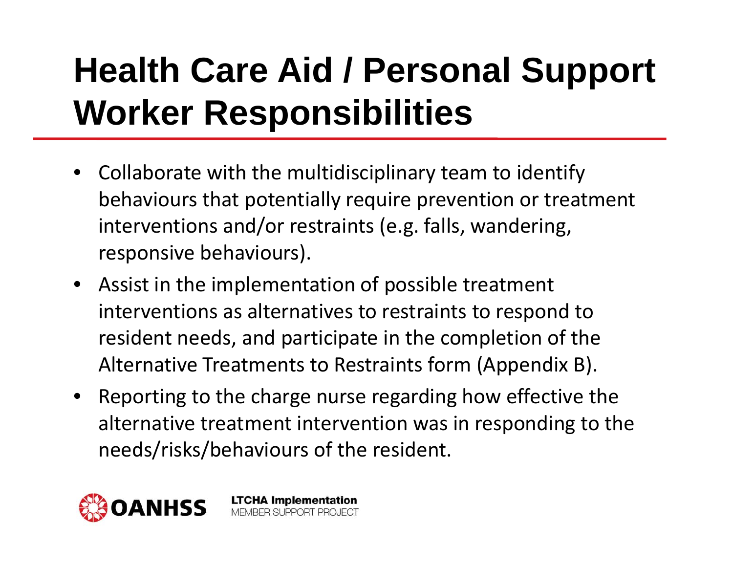# Health Care Aid / Personal Support Worker Responsibilities

- Collaborate with the multidisciplinary team to identify behaviours that potentially require prevention or treatment interventions and/or restraints (e.g. falls, wandering, responsive behaviours).
- Assist in the implementation of possible treatment interventions as alternatives to restraints to respond to resident needs, and participate in the completion of the Alternative Treatments to Restraints form (Appendix B).
- Reporting to the charge nurse regarding how effective the alternative treatment intervention was in responding to the needs/risks/behaviours of the resident.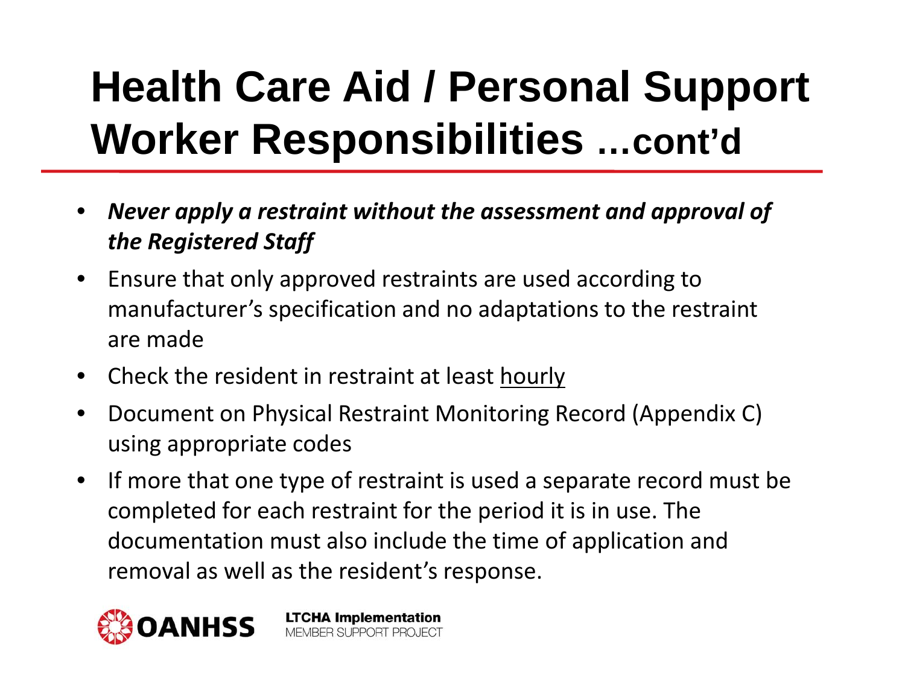# Health Care Aid / Personal Support Worker Responsibilities ...cont'd

- ***Never apply a restraint without the assessment and approval of the Registered Staff***
- Ensure that only approved restraints are used according to manufacturer's specification and no adaptations to the restraint are made
- Check the resident in restraint at least <u>hourly</u>
- Document on Physical Restraint Monitoring Record (Appendix C) using appropriate codes
- If more that one type of restraint is used a separate record must be completed for each restraint for the period it is in use. The documentation must also include the time of application and removal as well as the resident's response.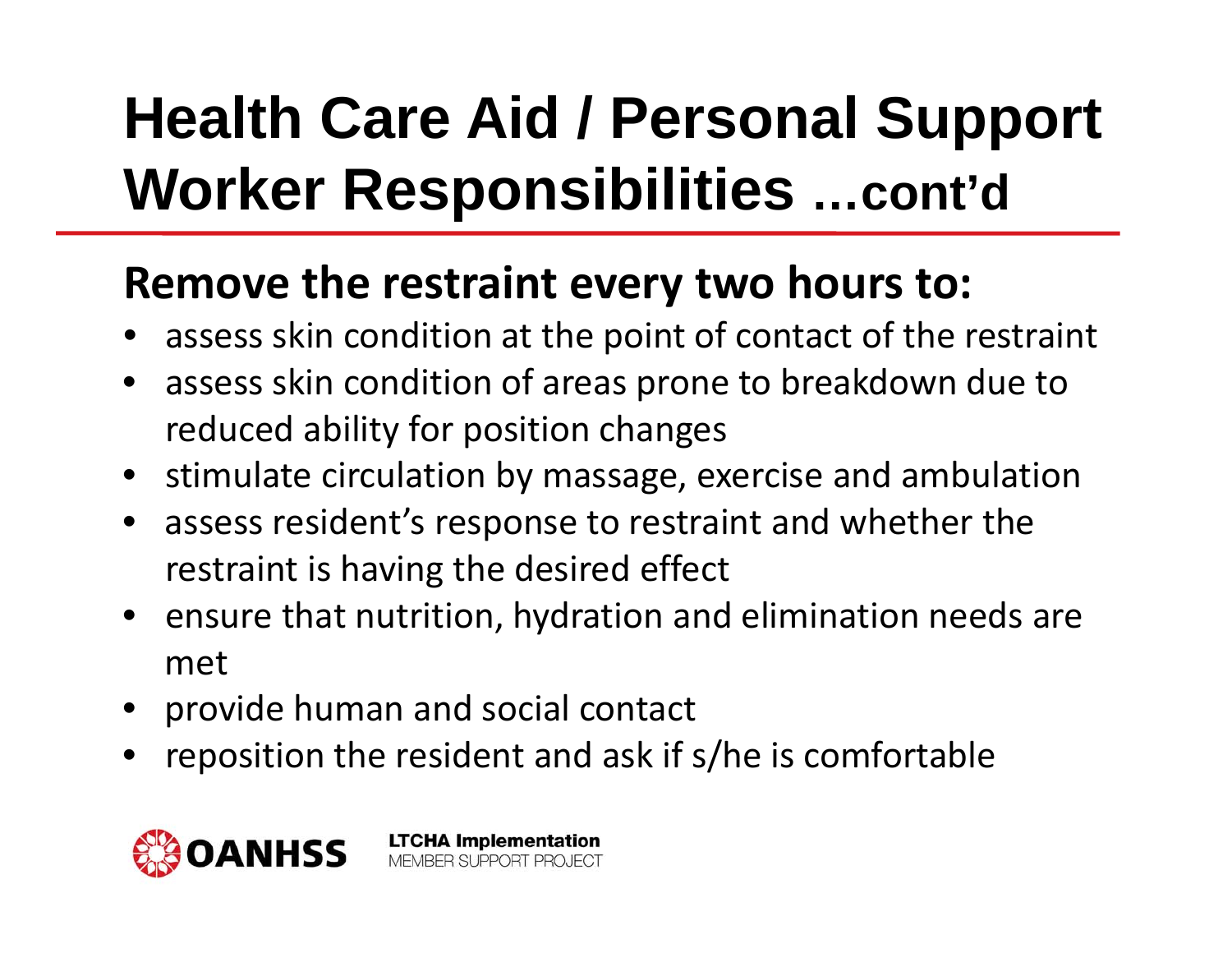# Health Care Aid / Personal Support Worker Responsibilities …cont'd

## Remove the restraint every two hours to:

- assess skin condition at the point of contact of the restraint
- assess skin condition of areas prone to breakdown due to reduced ability for position changes
- stimulate circulation by massage, exercise and ambulation
- assess resident's response to restraint and whether the restraint is having the desired effect
- ensure that nutrition, hydration and elimination needs are met
- provide human and social contact
- reposition the resident and ask if s/he is comfortable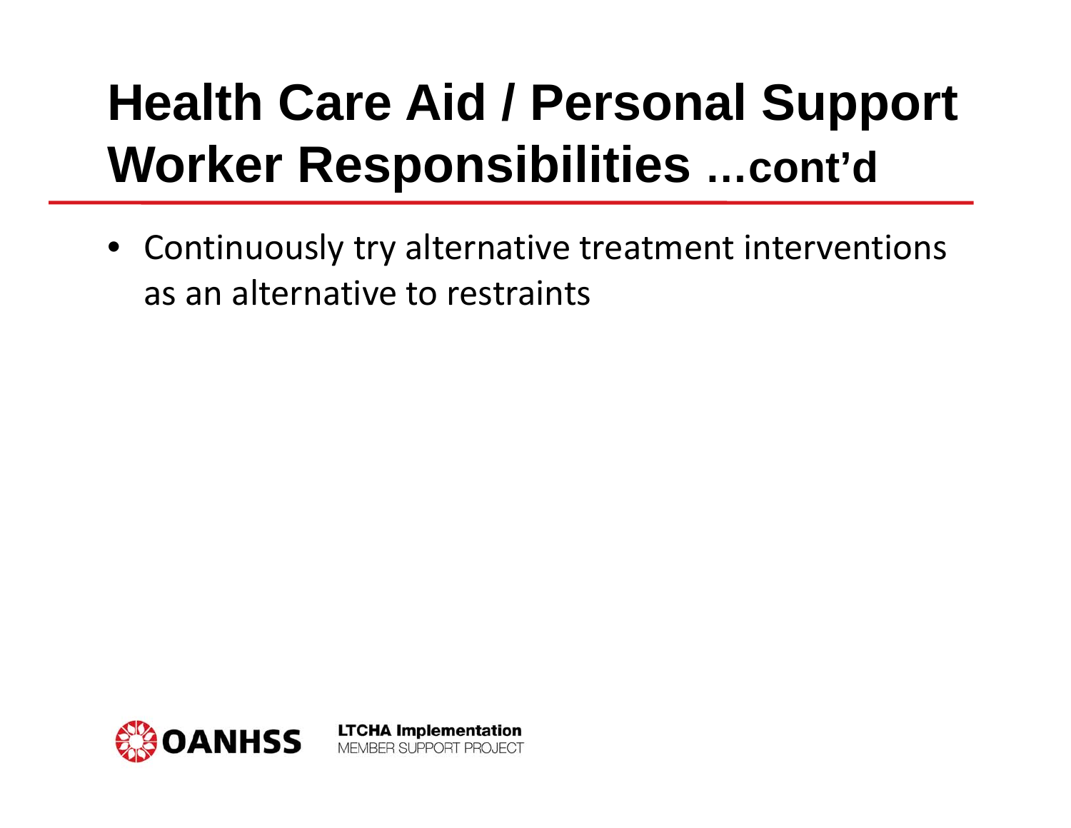# Health Care Aid / Personal Support Worker Responsibilities …cont'd

- Continuously try alternative treatment interventions as an alternative to restraints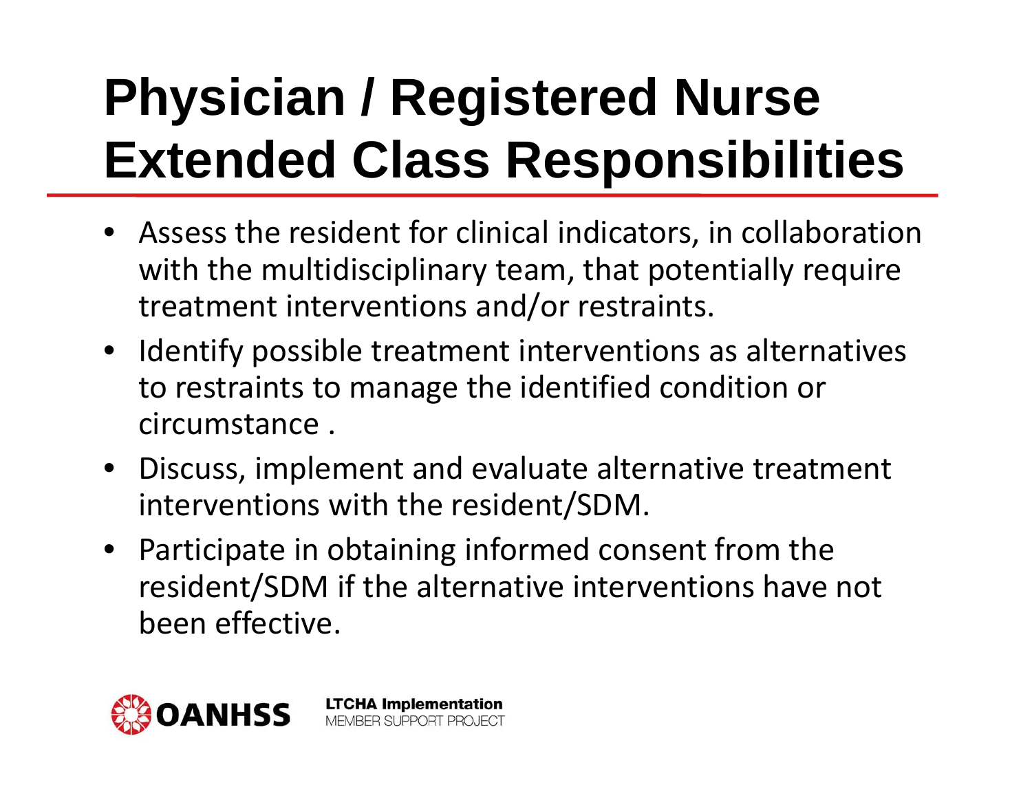# Physician / Registered Nurse Extended Class Responsibilities

- Assess the resident for clinical indicators, in collaboration with the multidisciplinary team, that potentially require treatment interventions and/or restraints.
- Identify possible treatment interventions as alternatives to restraints to manage the identified condition or circumstance .
- Discuss, implement and evaluate alternative treatment interventions with the resident/SDM.
- Participate in obtaining informed consent from the resident/SDM if the alternative interventions have not been effective.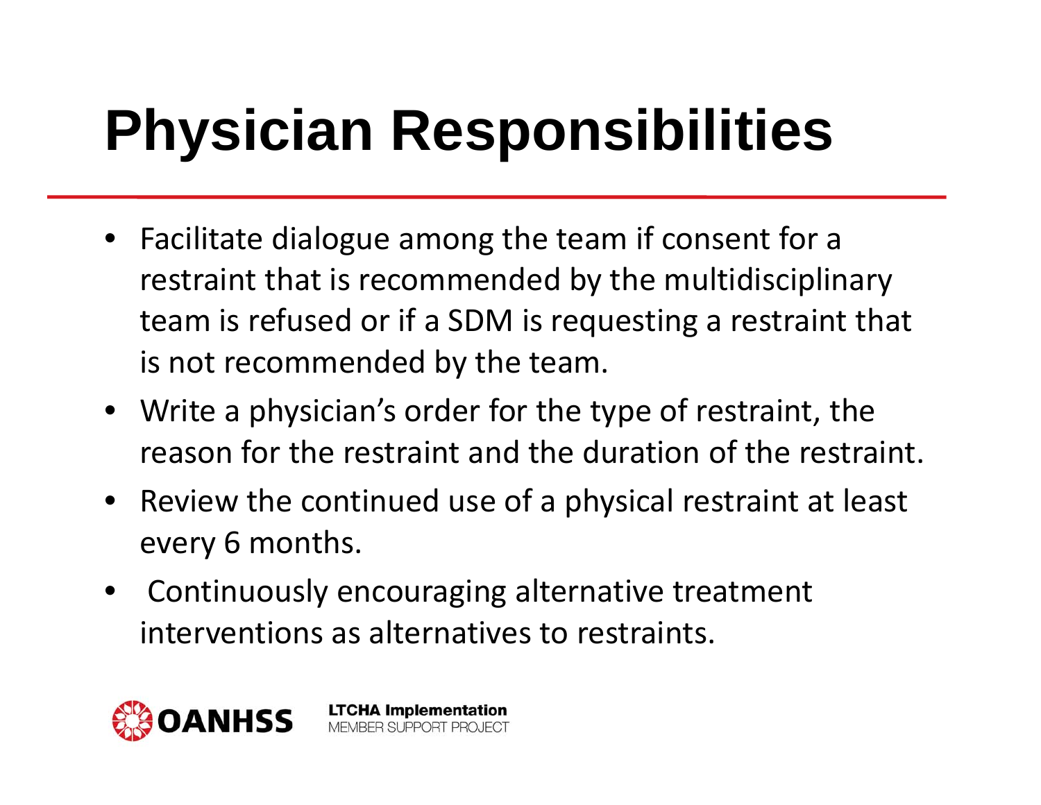# Physician Responsibilities

- Facilitate dialogue among the team if consent for a restraint that is recommended by the multidisciplinary team is refused or if a SDM is requesting a restraint that is not recommended by the team.
- Write a physician's order for the type of restraint, the reason for the restraint and the duration of the restraint.
- Review the continued use of a physical restraint at least every 6 months.
- Continuously encouraging alternative treatment interventions as alternatives to restraints.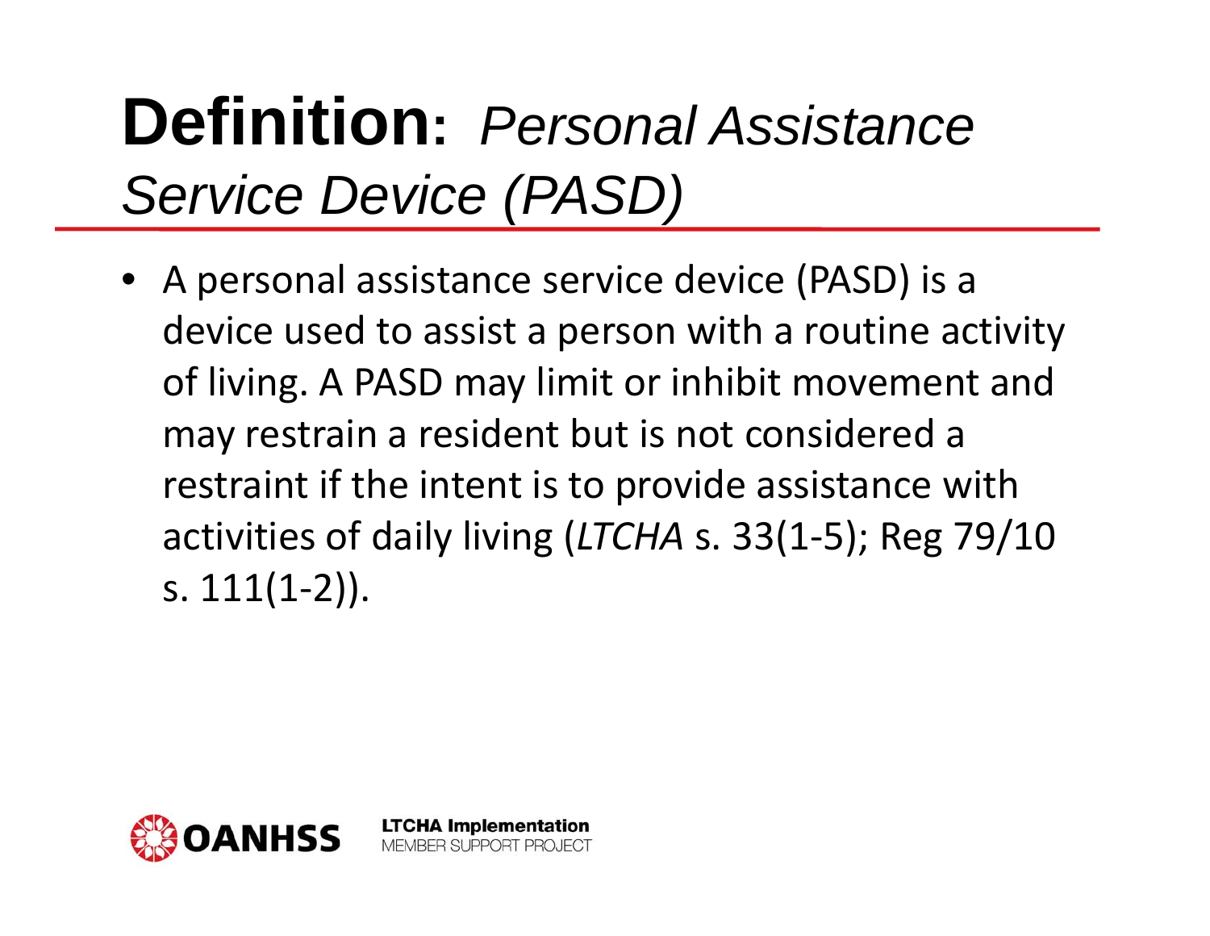# **Definition:** *Personal Assistance Service Device (PASD)*

- A personal assistance service device (PASD) is a device used to assist a person with a routine activity of living. A PASD may limit or inhibit movement and may restrain a resident but is not considered a restraint if the intent is to provide assistance with activities of daily living (*LTCHA* s. 33(1-5); Reg 79/10 s. 111(1-2)).

OANHSS

**LTCHA Implementation**
MEMBER SUPPORT PROJECT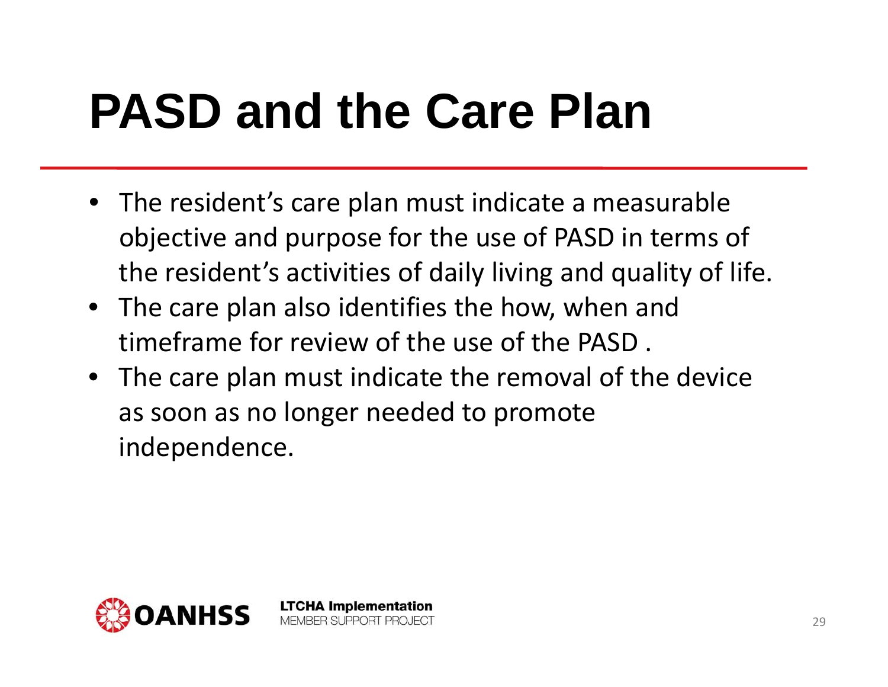# PASD and the Care Plan

- The resident’s care plan must indicate a measurable objective and purpose for the use of PASD in terms of the resident’s activities of daily living and quality of life.
- The care plan also identifies the how, when and timeframe for review of the use of the PASD .
- The care plan must indicate the removal of the device as soon as no longer needed to promote independence.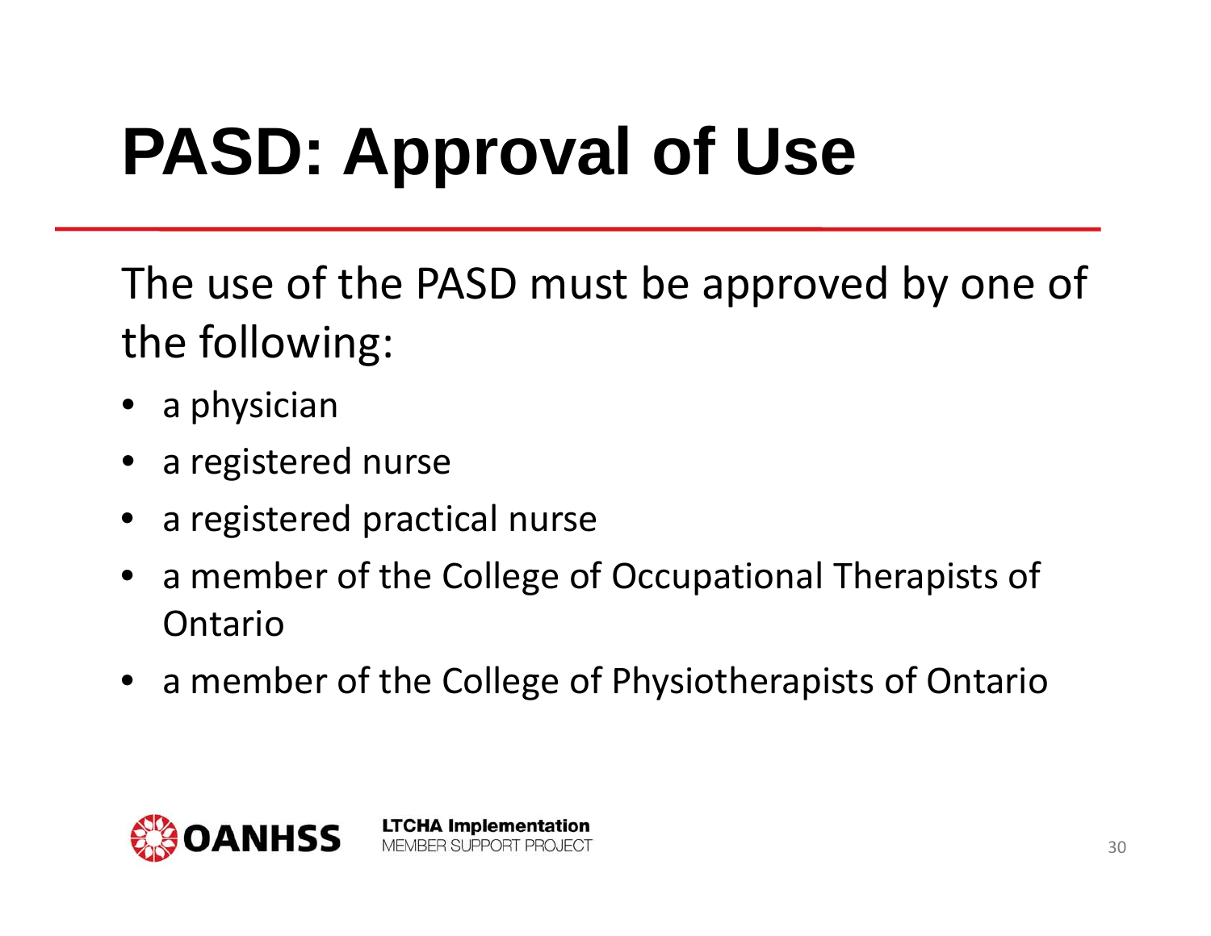# PASD: Approval of Use

The use of the PASD must be approved by one of the following:

- a physician
- a registered nurse
- a registered practical nurse
- a member of the College of Occupational Therapists of Ontario
- a member of the College of Physiotherapists of Ontario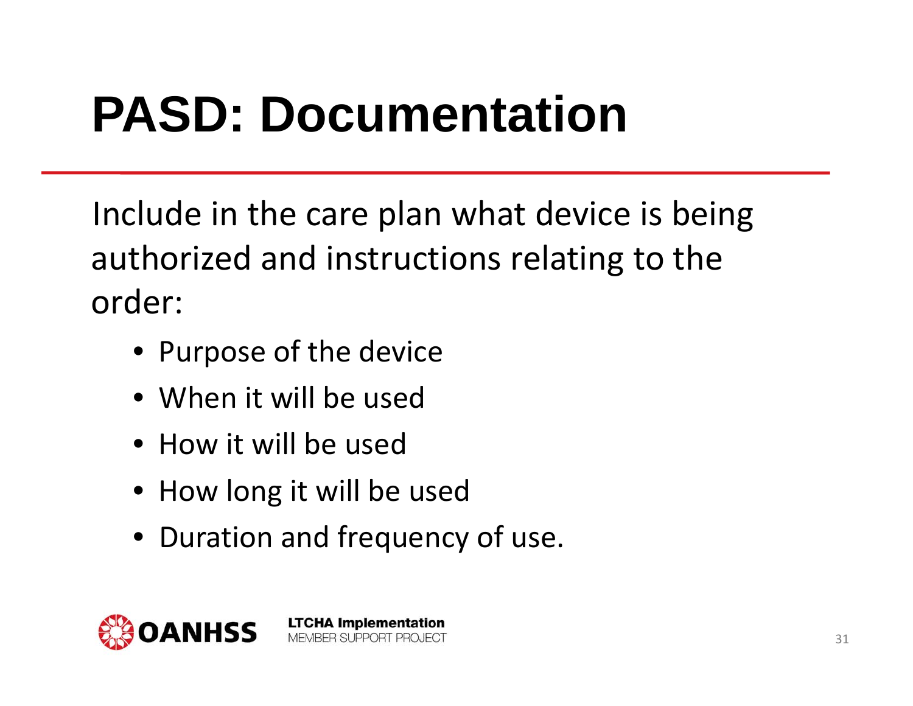# PASD: Documentation

Include in the care plan what device is being authorized and instructions relating to the order:

- Purpose of the device
- When it will be used
- How it will be used
- How long it will be used
- Duration and frequency of use.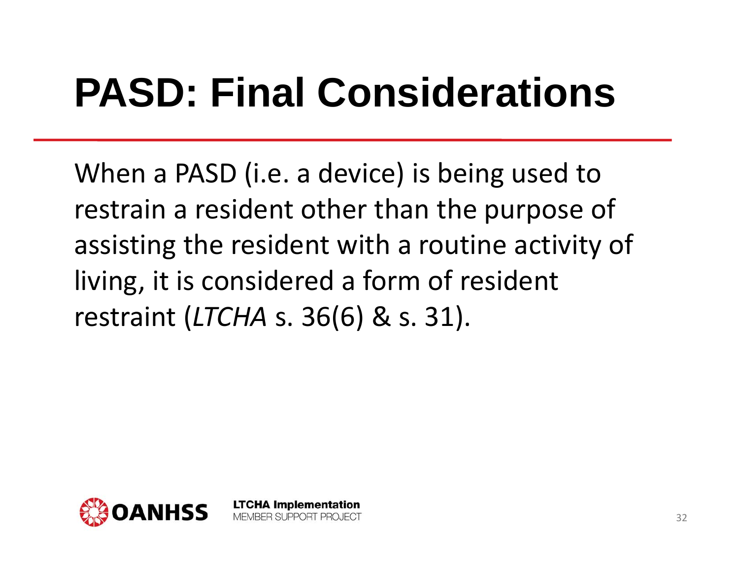# PASD: Final Considerations

When a PASD (i.e. a device) is being used to restrain a resident other than the purpose of assisting the resident with a routine activity of living, it is considered a form of resident restraint (*LTCHA* s. 36(6) & s. 31).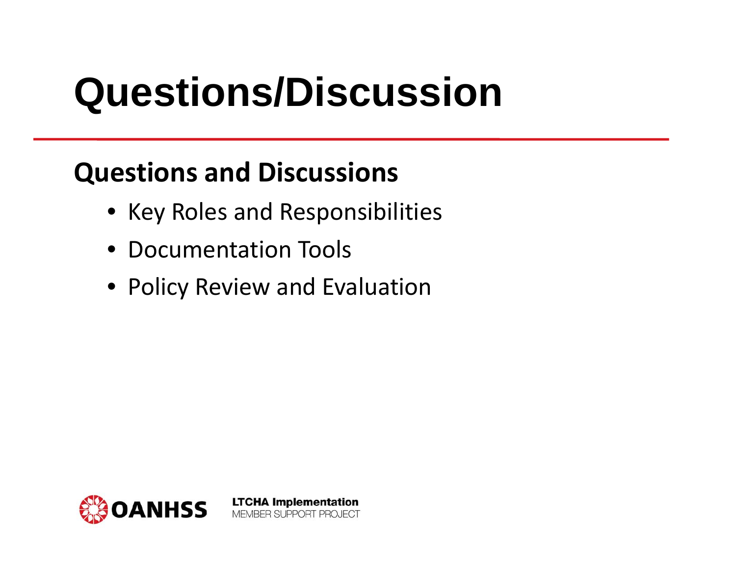# Questions/Discussion

## Questions and Discussions

- Key Roles and Responsibilities
- Documentation Tools
- Policy Review and Evaluation

OANHSS

**LTCHA Implementation**
MEMBER SUPPORT PROJECT